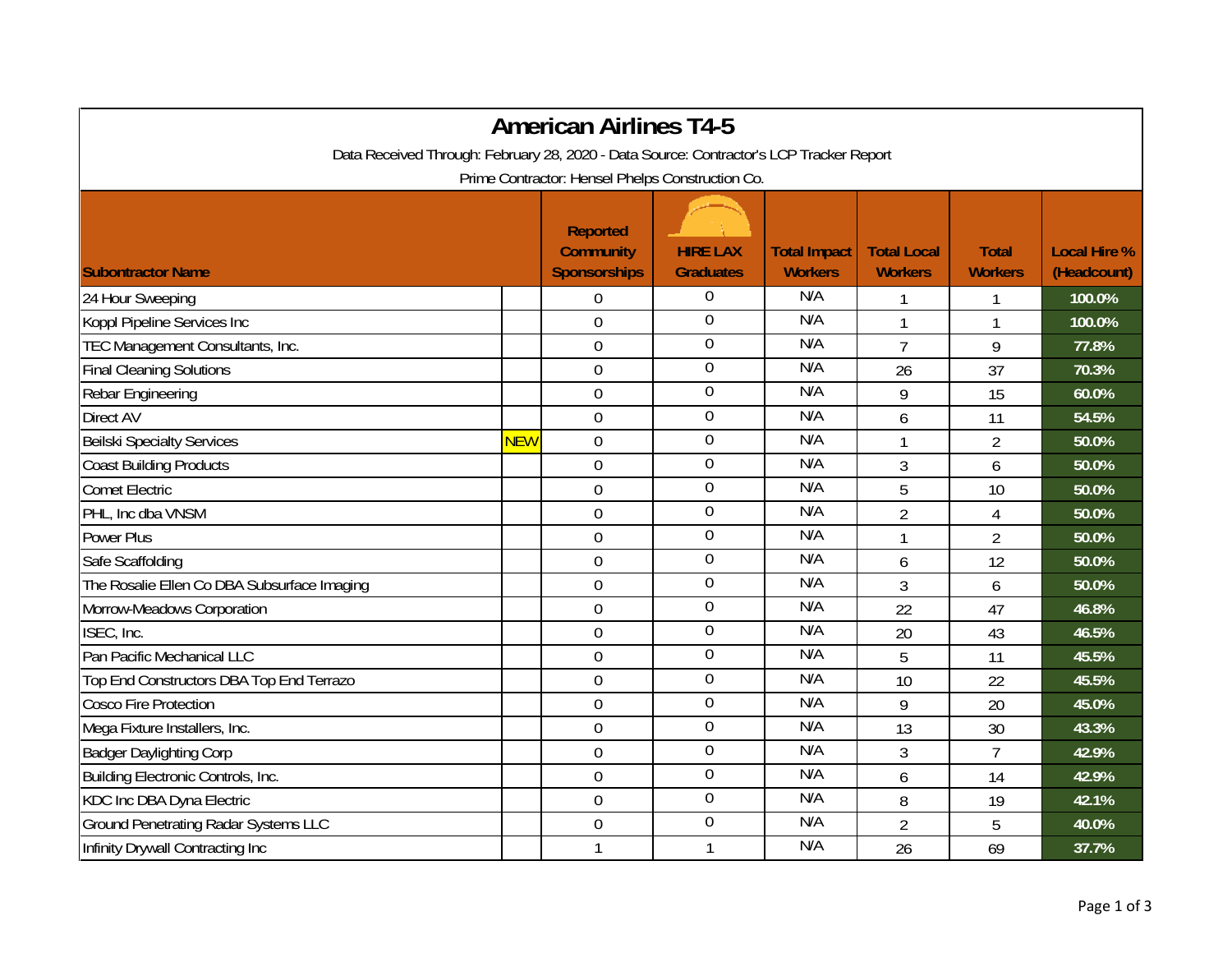# American Airlines T4-5

Data Received Through: February 28, 2020 - Data Source: Contractor's LCP Tracker Report

Prime Contractor: Hensel Phelps Construction Co.

| Subontractor Name | | Reported Community Sponsorships | HIRE LAX Graduates | Total Impact Workers | Total Local Workers | Total Workers | Local Hire % (Headcount) |
|---|---|---|---|---|---|---|---|
| 24 Hour Sweeping | | 0 | 0 | N/A | 1 | 1 | 100.0% |
| Koppl Pipeline Services Inc | | 0 | 0 | N/A | 1 | 1 | 100.0% |
| TEC Management Consultants, Inc. | | 0 | 0 | N/A | 7 | 9 | 77.8% |
| Final Cleaning Solutions | | 0 | 0 | N/A | 26 | 37 | 70.3% |
| Rebar Engineering | | 0 | 0 | N/A | 9 | 15 | 60.0% |
| Direct AV | | 0 | 0 | N/A | 6 | 11 | 54.5% |
| Beilski Specialty Services | NEW | 0 | 0 | N/A | 1 | 2 | 50.0% |
| Coast Building Products | | 0 | 0 | N/A | 3 | 6 | 50.0% |
| Comet Electric | | 0 | 0 | N/A | 5 | 10 | 50.0% |
| PHL, Inc dba VNSM | | 0 | 0 | N/A | 2 | 4 | 50.0% |
| Power Plus | | 0 | 0 | N/A | 1 | 2 | 50.0% |
| Safe Scaffolding | | 0 | 0 | N/A | 6 | 12 | 50.0% |
| The Rosalie Ellen Co DBA Subsurface Imaging | | 0 | 0 | N/A | 3 | 6 | 50.0% |
| Morrow-Meadows Corporation | | 0 | 0 | N/A | 22 | 47 | 46.8% |
| ISEC, Inc. | | 0 | 0 | N/A | 20 | 43 | 46.5% |
| Pan Pacific Mechanical LLC | | 0 | 0 | N/A | 5 | 11 | 45.5% |
| Top End Constructors DBA Top End Terrazo | | 0 | 0 | N/A | 10 | 22 | 45.5% |
| Cosco Fire Protection | | 0 | 0 | N/A | 9 | 20 | 45.0% |
| Mega Fixture Installers, Inc. | | 0 | 0 | N/A | 13 | 30 | 43.3% |
| Badger Daylighting Corp | | 0 | 0 | N/A | 3 | 7 | 42.9% |
| Building Electronic Controls, Inc. | | 0 | 0 | N/A | 6 | 14 | 42.9% |
| KDC Inc DBA Dyna Electric | | 0 | 0 | N/A | 8 | 19 | 42.1% |
| Ground Penetrating Radar Systems LLC | | 0 | 0 | N/A | 2 | 5 | 40.0% |
| Infinity Drywall Contracting Inc | | 1 | 1 | N/A | 26 | 69 | 37.7% |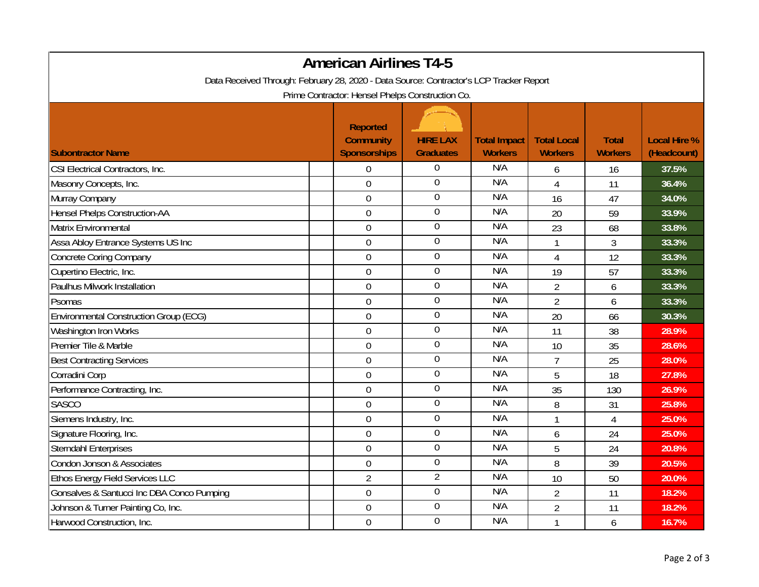# American Airlines T4-5

Data Received Through: February 28, 2020 - Data Source: Contractor's LCP Tracker Report

Prime Contractor: Hensel Phelps Construction Co.

| Subcontractor Name | Reported Community Sponsorships | HIRE LAX Graduates | Total Impact Workers | Total Local Workers | Total Workers | Local Hire % (Headcount) |
|---|---|---|---|---|---|---|
| CSI Electrical Contractors, Inc. | 0 | 0 | N/A | 6 | 16 | 37.5% |
| Masonry Concepts, Inc. | 0 | 0 | N/A | 4 | 11 | 36.4% |
| Murray Company | 0 | 0 | N/A | 16 | 47 | 34.0% |
| Hensel Phelps Construction-AA | 0 | 0 | N/A | 20 | 59 | 33.9% |
| Matrix Environmental | 0 | 0 | N/A | 23 | 68 | 33.8% |
| Assa Abloy Entrance Systems US Inc | 0 | 0 | N/A | 1 | 3 | 33.3% |
| Concrete Coring Company | 0 | 0 | N/A | 4 | 12 | 33.3% |
| Cupertino Electric, Inc. | 0 | 0 | N/A | 19 | 57 | 33.3% |
| Paulhus Milwork Installation | 0 | 0 | N/A | 2 | 6 | 33.3% |
| Psomas | 0 | 0 | N/A | 2 | 6 | 33.3% |
| Environmental Construction Group (ECG) | 0 | 0 | N/A | 20 | 66 | 30.3% |
| Washington Iron Works | 0 | 0 | N/A | 11 | 38 | 28.9% |
| Premier Tile & Marble | 0 | 0 | N/A | 10 | 35 | 28.6% |
| Best Contracting Services | 0 | 0 | N/A | 7 | 25 | 28.0% |
| Corradini Corp | 0 | 0 | N/A | 5 | 18 | 27.8% |
| Performance Contracting, Inc. | 0 | 0 | N/A | 35 | 130 | 26.9% |
| SASCO | 0 | 0 | N/A | 8 | 31 | 25.8% |
| Siemens Industry, Inc. | 0 | 0 | N/A | 1 | 4 | 25.0% |
| Signature Flooring, Inc. | 0 | 0 | N/A | 6 | 24 | 25.0% |
| Sterndahl Enterprises | 0 | 0 | N/A | 5 | 24 | 20.8% |
| Condon Jonson & Associates | 0 | 0 | N/A | 8 | 39 | 20.5% |
| Ethos Energy Field Services LLC | 2 | 2 | N/A | 10 | 50 | 20.0% |
| Gonsalves & Santucci Inc DBA Conco Pumping | 0 | 0 | N/A | 2 | 11 | 18.2% |
| Johnson & Turner Painting Co, Inc. | 0 | 0 | N/A | 2 | 11 | 18.2% |
| Harwood Construction, Inc. | 0 | 0 | N/A | 1 | 6 | 16.7% |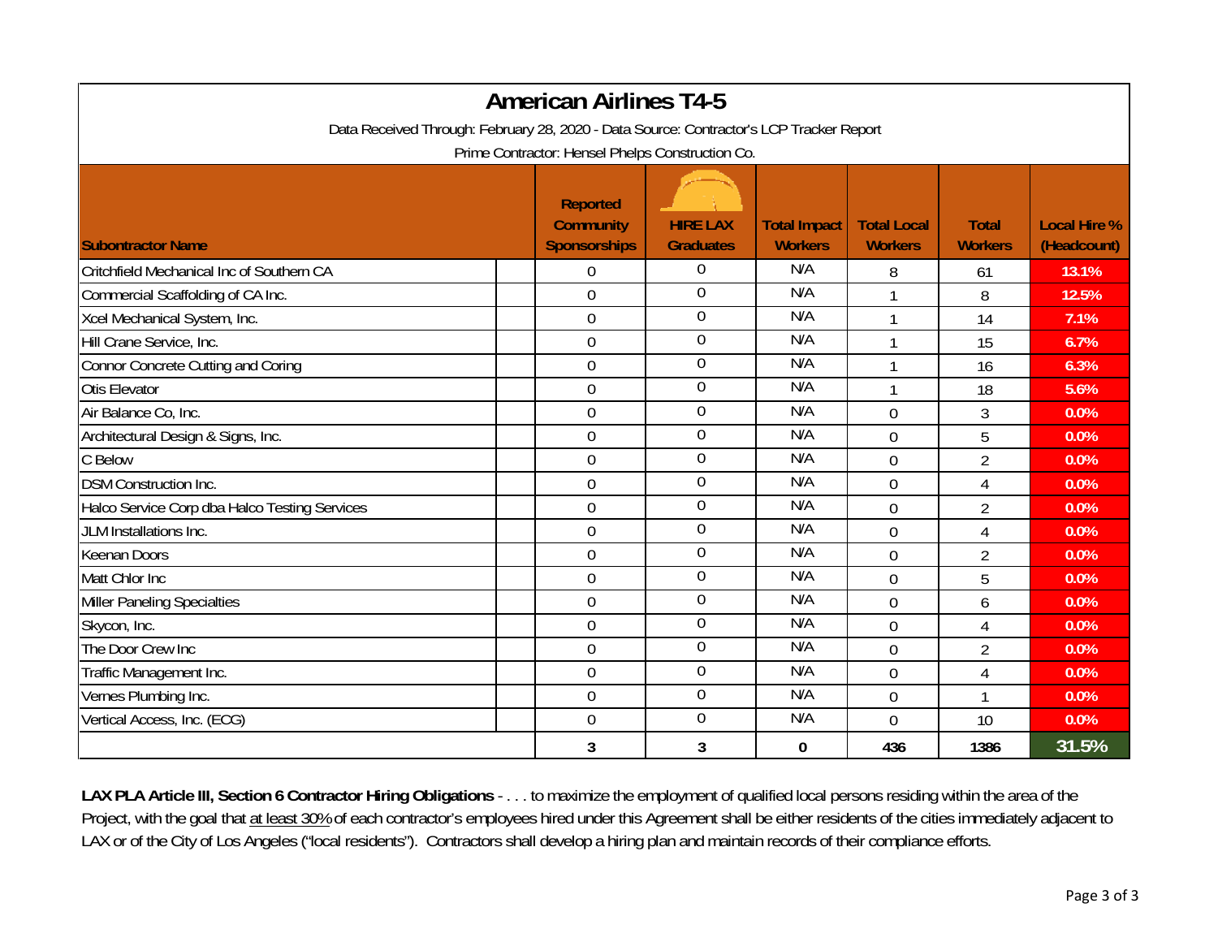# American Airlines T4-5

Data Received Through: February 28, 2020 - Data Source: Contractor's LCP Tracker Report

Prime Contractor: Hensel Phelps Construction Co.

| Subcontractor Name | Reported Community Sponsorships | HIRE LAX Graduates | Total Impact Workers | Total Local Workers | Total Workers | Local Hire % (Headcount) |
|---|---|---|---|---|---|---|
| Critchfield Mechanical Inc of Southern CA | 0 | 0 | N/A | 8 | 61 | 13.1% |
| Commercial Scaffolding of CA Inc. | 0 | 0 | N/A | 1 | 8 | 12.5% |
| Xcel Mechanical System, Inc. | 0 | 0 | N/A | 1 | 14 | 7.1% |
| Hill Crane Service, Inc. | 0 | 0 | N/A | 1 | 15 | 6.7% |
| Connor Concrete Cutting and Coring | 0 | 0 | N/A | 1 | 16 | 6.3% |
| Otis Elevator | 0 | 0 | N/A | 1 | 18 | 5.6% |
| Air Balance Co, Inc. | 0 | 0 | N/A | 0 | 3 | 0.0% |
| Architectural Design & Signs, Inc. | 0 | 0 | N/A | 0 | 5 | 0.0% |
| C Below | 0 | 0 | N/A | 0 | 2 | 0.0% |
| DSM Construction Inc. | 0 | 0 | N/A | 0 | 4 | 0.0% |
| Halco Service Corp dba Halco Testing Services | 0 | 0 | N/A | 0 | 2 | 0.0% |
| JLM Installations Inc. | 0 | 0 | N/A | 0 | 4 | 0.0% |
| Keenan Doors | 0 | 0 | N/A | 0 | 2 | 0.0% |
| Matt Chlor Inc | 0 | 0 | N/A | 0 | 5 | 0.0% |
| Miller Paneling Specialties | 0 | 0 | N/A | 0 | 6 | 0.0% |
| Skycon, Inc. | 0 | 0 | N/A | 0 | 4 | 0.0% |
| The Door Crew Inc | 0 | 0 | N/A | 0 | 2 | 0.0% |
| Traffic Management Inc. | 0 | 0 | N/A | 0 | 4 | 0.0% |
| Vernes Plumbing Inc. | 0 | 0 | N/A | 0 | 1 | 0.0% |
| Vertical Access, Inc. (ECG) | 0 | 0 | N/A | 0 | 10 | 0.0% |
| | 3 | 3 | 0 | 436 | 1386 | 31.5% |

**LAX PLA Article III, Section 6 Contractor Hiring Obligations** - . . . to maximize the employment of qualified local persons residing within the area of the Project, with the goal that at least 30% of each contractor's employees hired under this Agreement shall be either residents of the cities immediately adjacent to LAX or of the City of Los Angeles ("local residents"). Contractors shall develop a hiring plan and maintain records of their compliance efforts.